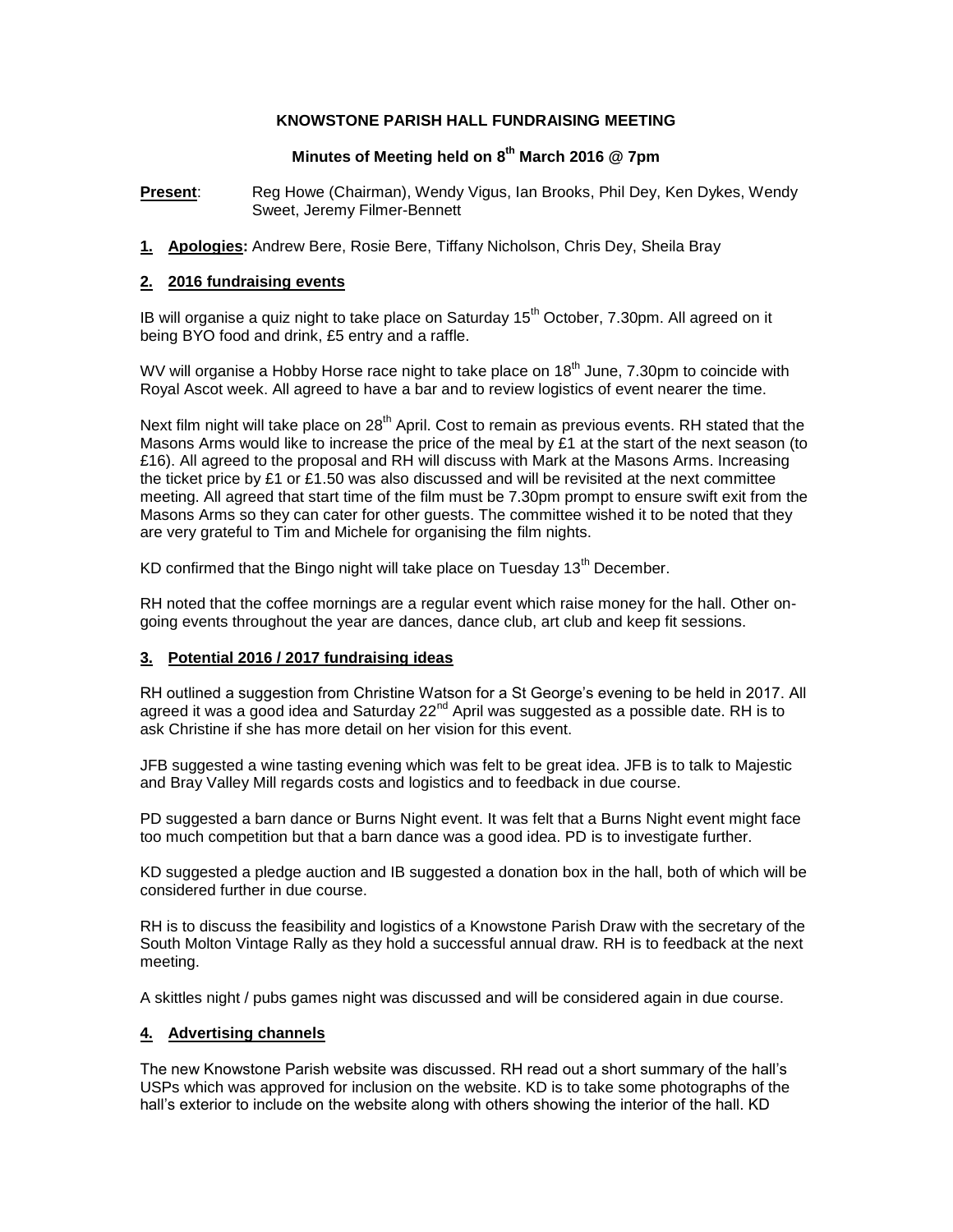# KNOWSTONE PARISH HALL FUNDRAISING MEETING

## Minutes of Meeting held on 8th March 2016 @ 7pm

**Present**: Reg Howe (Chairman), Wendy Vigus, Ian Brooks, Phil Dey, Ken Dykes, Wendy Sweet, Jeremy Filmer-Bennett

**1. Apologies:** Andrew Bere, Rosie Bere, Tiffany Nicholson, Chris Dey, Sheila Bray

### 2. 2016 fundraising events

IB will organise a quiz night to take place on Saturday 15th October, 7.30pm. All agreed on it being BYO food and drink, £5 entry and a raffle.

WV will organise a Hobby Horse race night to take place on 18th June, 7.30pm to coincide with Royal Ascot week. All agreed to have a bar and to review logistics of event nearer the time.

Next film night will take place on 28th April. Cost to remain as previous events. RH stated that the Masons Arms would like to increase the price of the meal by £1 at the start of the next season (to £16). All agreed to the proposal and RH will discuss with Mark at the Masons Arms. Increasing the ticket price by £1 or £1.50 was also discussed and will be revisited at the next committee meeting. All agreed that start time of the film must be 7.30pm prompt to ensure swift exit from the Masons Arms so they can cater for other guests. The committee wished it to be noted that they are very grateful to Tim and Michele for organising the film nights.

KD confirmed that the Bingo night will take place on Tuesday 13th December.

RH noted that the coffee mornings are a regular event which raise money for the hall. Other on-going events throughout the year are dances, dance club, art club and keep fit sessions.

### 3. Potential 2016 / 2017 fundraising ideas

RH outlined a suggestion from Christine Watson for a St George's evening to be held in 2017. All agreed it was a good idea and Saturday 22nd April was suggested as a possible date. RH is to ask Christine if she has more detail on her vision for this event.

JFB suggested a wine tasting evening which was felt to be great idea. JFB is to talk to Majestic and Bray Valley Mill regards costs and logistics and to feedback in due course.

PD suggested a barn dance or Burns Night event. It was felt that a Burns Night event might face too much competition but that a barn dance was a good idea. PD is to investigate further.

KD suggested a pledge auction and IB suggested a donation box in the hall, both of which will be considered further in due course.

RH is to discuss the feasibility and logistics of a Knowstone Parish Draw with the secretary of the South Molton Vintage Rally as they hold a successful annual draw. RH is to feedback at the next meeting.

A skittles night / pubs games night was discussed and will be considered again in due course.

### 4. Advertising channels

The new Knowstone Parish website was discussed. RH read out a short summary of the hall's USPs which was approved for inclusion on the website. KD is to take some photographs of the hall's exterior to include on the website along with others showing the interior of the hall. KD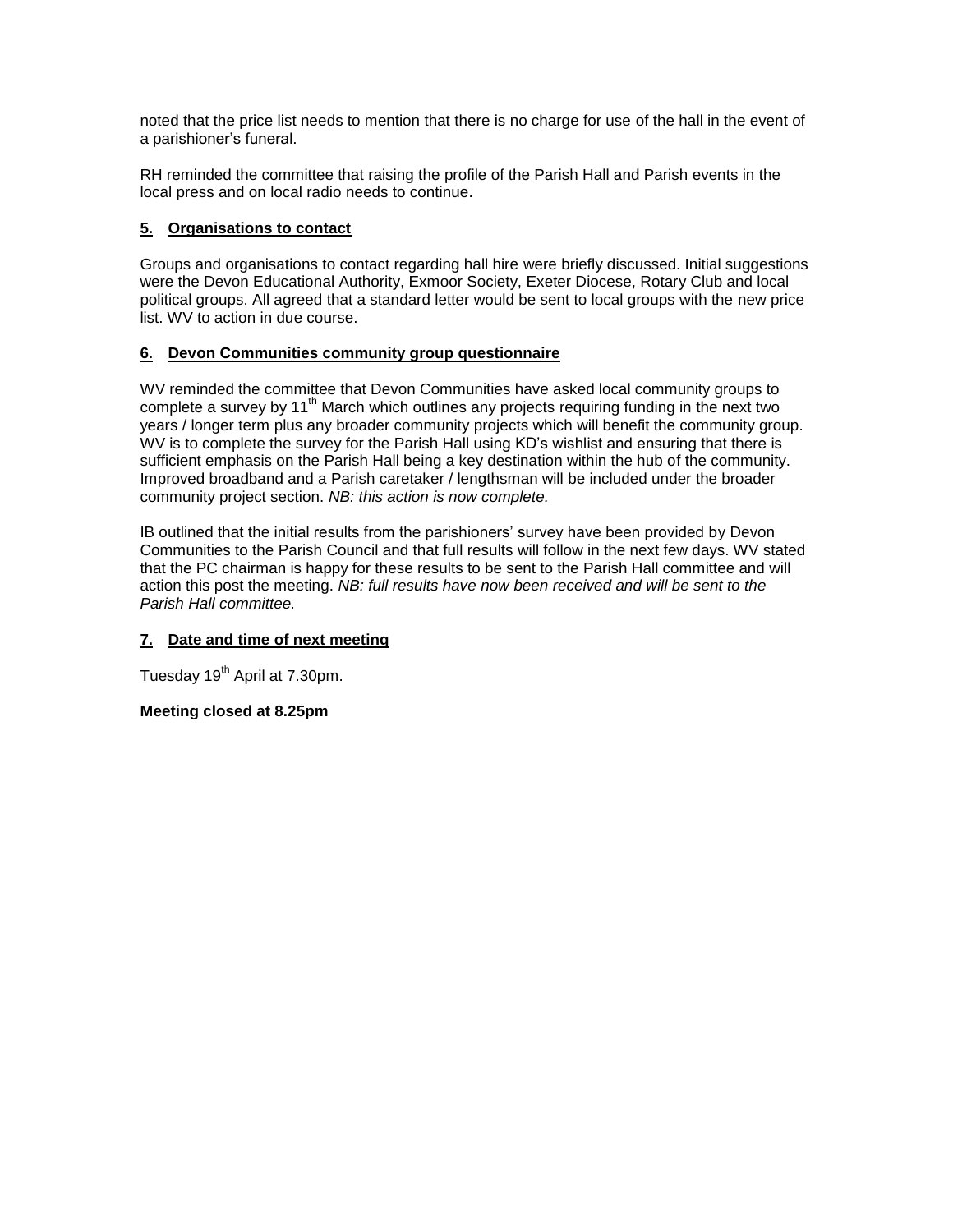noted that the price list needs to mention that there is no charge for use of the hall in the event of a parishioner's funeral.

RH reminded the committee that raising the profile of the Parish Hall and Parish events in the local press and on local radio needs to continue.

## 5. Organisations to contact

Groups and organisations to contact regarding hall hire were briefly discussed. Initial suggestions were the Devon Educational Authority, Exmoor Society, Exeter Diocese, Rotary Club and local political groups. All agreed that a standard letter would be sent to local groups with the new price list. WV to action in due course.

## 6. Devon Communities community group questionnaire

WV reminded the committee that Devon Communities have asked local community groups to complete a survey by 11th March which outlines any projects requiring funding in the next two years / longer term plus any broader community projects which will benefit the community group. WV is to complete the survey for the Parish Hall using KD's wishlist and ensuring that there is sufficient emphasis on the Parish Hall being a key destination within the hub of the community. Improved broadband and a Parish caretaker / lengthsman will be included under the broader community project section. *NB: this action is now complete.*

IB outlined that the initial results from the parishioners' survey have been provided by Devon Communities to the Parish Council and that full results will follow in the next few days. WV stated that the PC chairman is happy for these results to be sent to the Parish Hall committee and will action this post the meeting. *NB: full results have now been received and will be sent to the Parish Hall committee.*

## 7. Date and time of next meeting

Tuesday 19th April at 7.30pm.

**Meeting closed at 8.25pm**